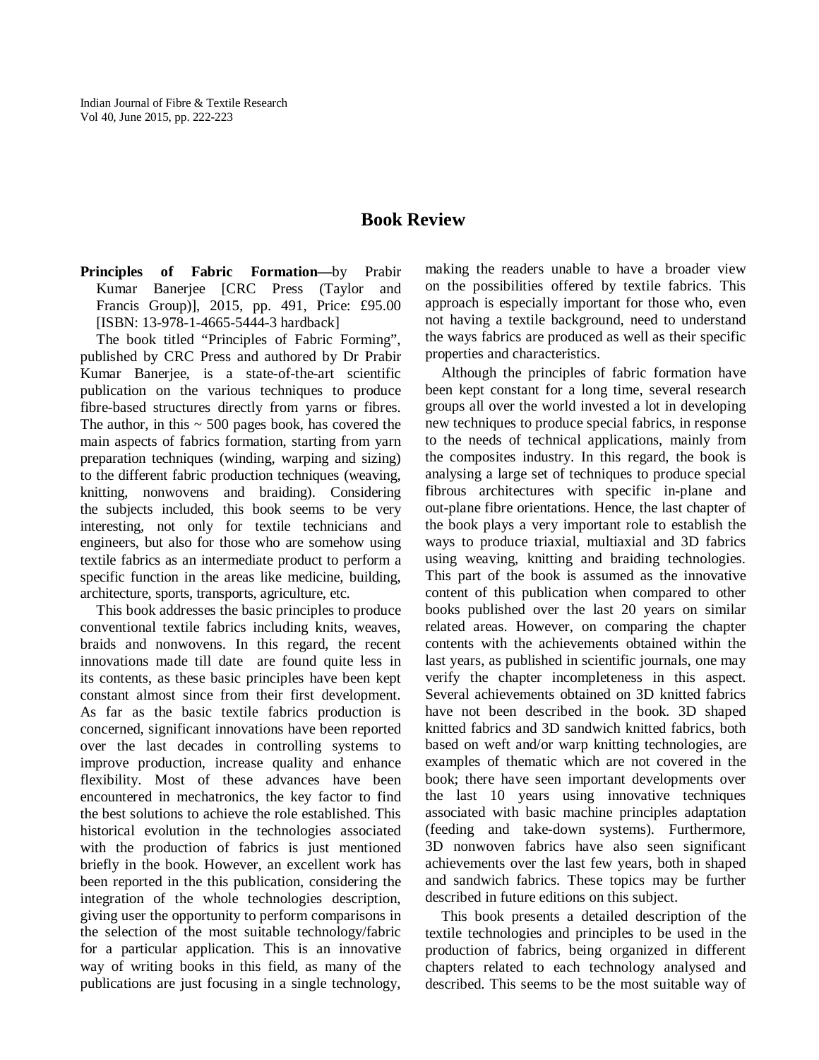# Book Review

**Principles of Fabric Formation—**by Prabir Kumar Banerjee [CRC Press (Taylor and Francis Group)], 2015, pp. 491, Price: £95.00 [ISBN: 13-978-1-4665-5444-3 hardback]

The book titled "Principles of Fabric Forming", published by CRC Press and authored by Dr Prabir Kumar Banerjee, is a state-of-the-art scientific publication on the various techniques to produce fibre-based structures directly from yarns or fibres. The author, in this ~ 500 pages book, has covered the main aspects of fabrics formation, starting from yarn preparation techniques (winding, warping and sizing) to the different fabric production techniques (weaving, knitting, nonwovens and braiding). Considering the subjects included, this book seems to be very interesting, not only for textile technicians and engineers, but also for those who are somehow using textile fabrics as an intermediate product to perform a specific function in the areas like medicine, building, architecture, sports, transports, agriculture, etc.

This book addresses the basic principles to produce conventional textile fabrics including knits, weaves, braids and nonwovens. In this regard, the recent innovations made till date are found quite less in its contents, as these basic principles have been kept constant almost since from their first development. As far as the basic textile fabrics production is concerned, significant innovations have been reported over the last decades in controlling systems to improve production, increase quality and enhance flexibility. Most of these advances have been encountered in mechatronics, the key factor to find the best solutions to achieve the role established. This historical evolution in the technologies associated with the production of fabrics is just mentioned briefly in the book. However, an excellent work has been reported in the this publication, considering the integration of the whole technologies description, giving user the opportunity to perform comparisons in the selection of the most suitable technology/fabric for a particular application. This is an innovative way of writing books in this field, as many of the publications are just focusing in a single technology, making the readers unable to have a broader view on the possibilities offered by textile fabrics. This approach is especially important for those who, even not having a textile background, need to understand the ways fabrics are produced as well as their specific properties and characteristics.

Although the principles of fabric formation have been kept constant for a long time, several research groups all over the world invested a lot in developing new techniques to produce special fabrics, in response to the needs of technical applications, mainly from the composites industry. In this regard, the book is analysing a large set of techniques to produce special fibrous architectures with specific in-plane and out-plane fibre orientations. Hence, the last chapter of the book plays a very important role to establish the ways to produce triaxial, multiaxial and 3D fabrics using weaving, knitting and braiding technologies. This part of the book is assumed as the innovative content of this publication when compared to other books published over the last 20 years on similar related areas. However, on comparing the chapter contents with the achievements obtained within the last years, as published in scientific journals, one may verify the chapter incompleteness in this aspect. Several achievements obtained on 3D knitted fabrics have not been described in the book. 3D shaped knitted fabrics and 3D sandwich knitted fabrics, both based on weft and/or warp knitting technologies, are examples of thematic which are not covered in the book; there have seen important developments over the last 10 years using innovative techniques associated with basic machine principles adaptation (feeding and take-down systems). Furthermore, 3D nonwoven fabrics have also seen significant achievements over the last few years, both in shaped and sandwich fabrics. These topics may be further described in future editions on this subject.

This book presents a detailed description of the textile technologies and principles to be used in the production of fabrics, being organized in different chapters related to each technology analysed and described. This seems to be the most suitable way of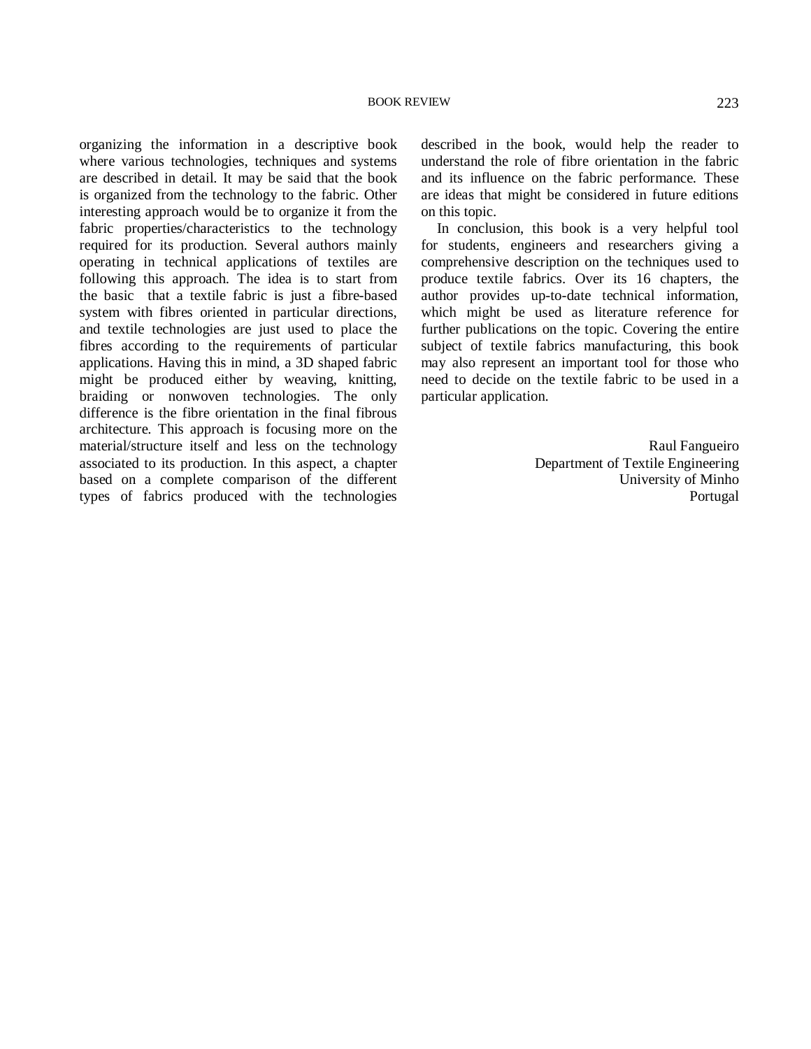organizing the information in a descriptive book where various technologies, techniques and systems are described in detail. It may be said that the book is organized from the technology to the fabric. Other interesting approach would be to organize it from the fabric properties/characteristics to the technology required for its production. Several authors mainly operating in technical applications of textiles are following this approach. The idea is to start from the basic that a textile fabric is just a fibre-based system with fibres oriented in particular directions, and textile technologies are just used to place the fibres according to the requirements of particular applications. Having this in mind, a 3D shaped fabric might be produced either by weaving, knitting, braiding or nonwoven technologies. The only difference is the fibre orientation in the final fibrous architecture. This approach is focusing more on the material/structure itself and less on the technology associated to its production. In this aspect, a chapter based on a complete comparison of the different types of fabrics produced with the technologies described in the book, would help the reader to understand the role of fibre orientation in the fabric and its influence on the fabric performance. These are ideas that might be considered in future editions on this topic.

In conclusion, this book is a very helpful tool for students, engineers and researchers giving a comprehensive description on the techniques used to produce textile fabrics. Over its 16 chapters, the author provides up-to-date technical information, which might be used as literature reference for further publications on the topic. Covering the entire subject of textile fabrics manufacturing, this book may also represent an important tool for those who need to decide on the textile fabric to be used in a particular application.

Raul Fangueiro
Department of Textile Engineering
University of Minho
Portugal